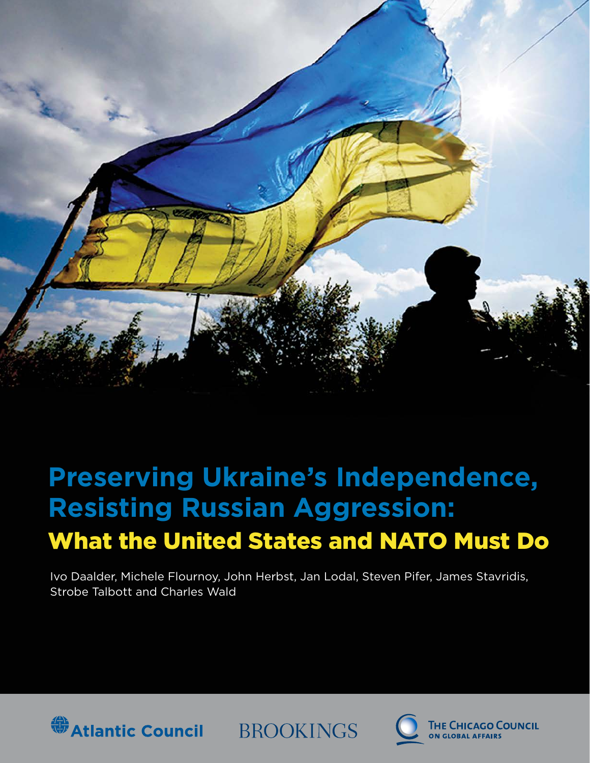# Preserving Ukraine's Independence, Resisting Russian Aggression:

## What the United States and NATO Must Do

Ivo Daalder, Michele Flournoy, John Herbst, Jan Lodal, Steven Pifer, James Stavridis, Strobe Talbott and Charles Wald

Atlantic Council

BROOKINGS

THE CHICAGO COUNCIL ON GLOBAL AFFAIRS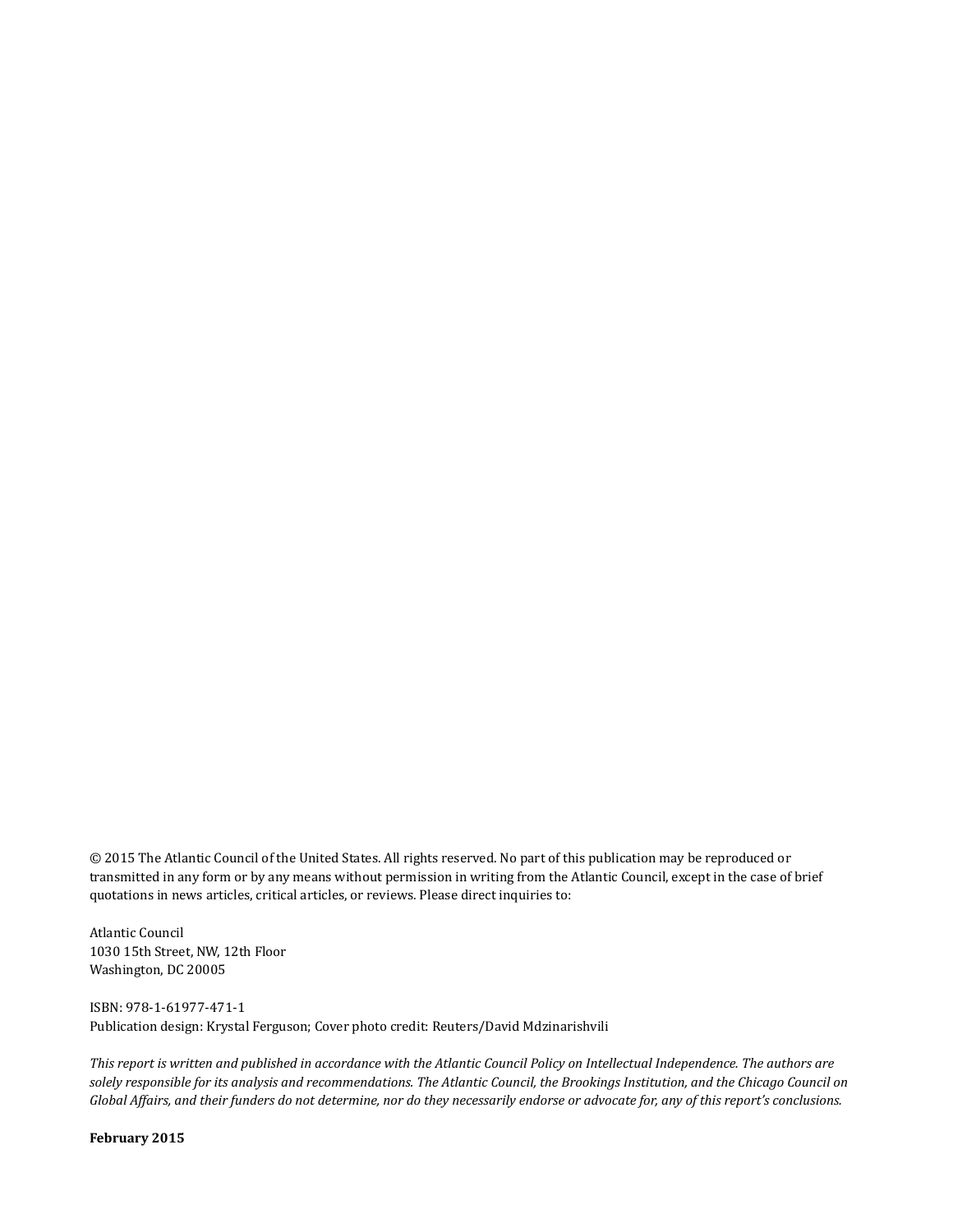© 2015 The Atlantic Council of the United States. All rights reserved. No part of this publication may be reproduced or transmitted in any form or by any means without permission in writing from the Atlantic Council, except in the case of brief quotations in news articles, critical articles, or reviews. Please direct inquiries to:

Atlantic Council
1030 15th Street, NW, 12th Floor
Washington, DC 20005

ISBN: 978-1-61977-471-1
Publication design: Krystal Ferguson; Cover photo credit: Reuters/David Mdzinarishvili

*This report is written and published in accordance with the Atlantic Council Policy on Intellectual Independence. The authors are solely responsible for its analysis and recommendations. The Atlantic Council, the Brookings Institution, and the Chicago Council on Global Affairs, and their funders do not determine, nor do they necessarily endorse or advocate for, any of this report's conclusions.*

**February 2015**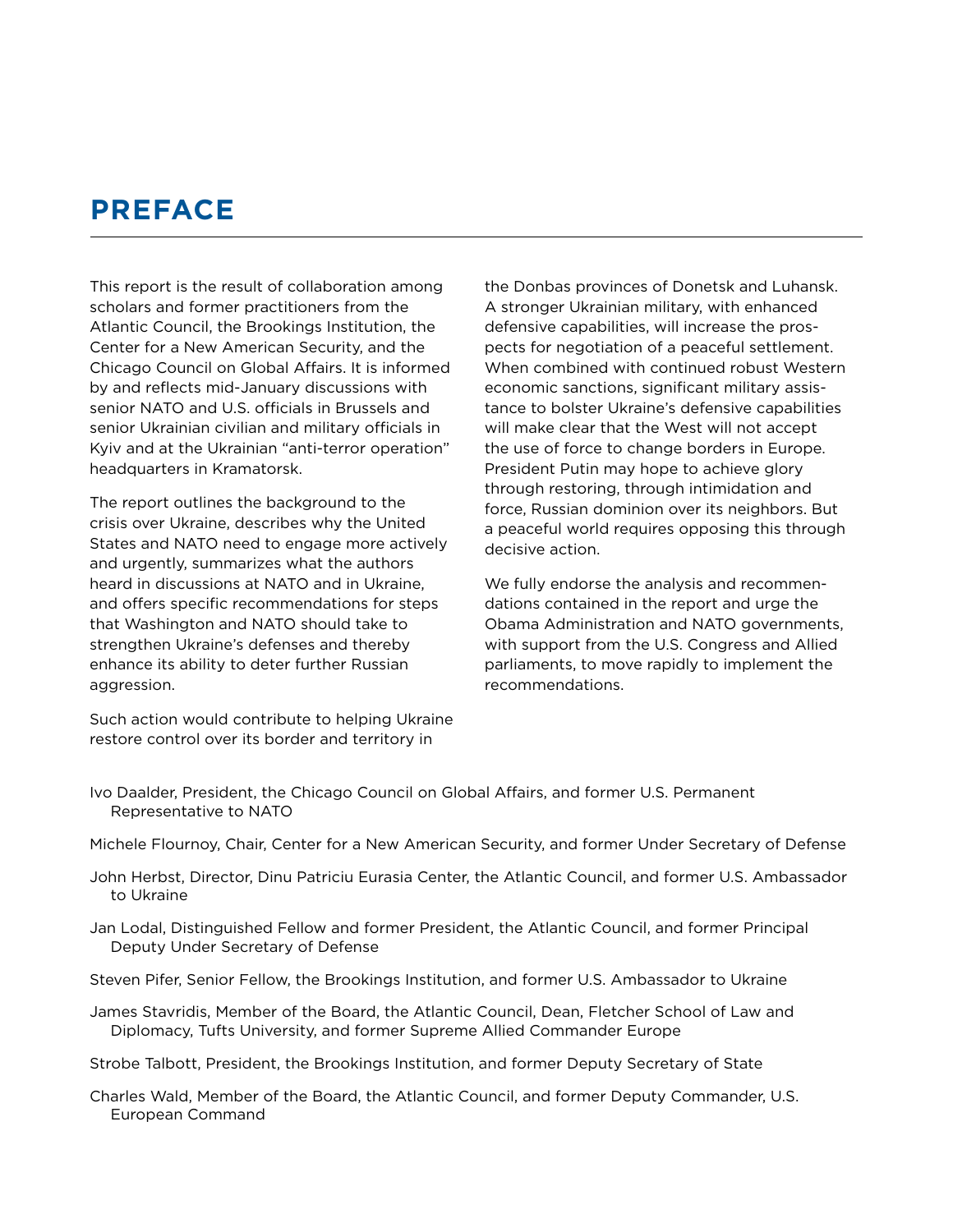# PREFACE

This report is the result of collaboration among scholars and former practitioners from the Atlantic Council, the Brookings Institution, the Center for a New American Security, and the Chicago Council on Global Affairs. It is informed by and reflects mid-January discussions with senior NATO and U.S. officials in Brussels and senior Ukrainian civilian and military officials in Kyiv and at the Ukrainian "anti-terror operation" headquarters in Kramatorsk.

The report outlines the background to the crisis over Ukraine, describes why the United States and NATO need to engage more actively and urgently, summarizes what the authors heard in discussions at NATO and in Ukraine, and offers specific recommendations for steps that Washington and NATO should take to strengthen Ukraine's defenses and thereby enhance its ability to deter further Russian aggression.

Such action would contribute to helping Ukraine restore control over its border and territory in the Donbas provinces of Donetsk and Luhansk. A stronger Ukrainian military, with enhanced defensive capabilities, will increase the prospects for negotiation of a peaceful settlement. When combined with continued robust Western economic sanctions, significant military assistance to bolster Ukraine's defensive capabilities will make clear that the West will not accept the use of force to change borders in Europe. President Putin may hope to achieve glory through restoring, through intimidation and force, Russian dominion over its neighbors. But a peaceful world requires opposing this through decisive action.

We fully endorse the analysis and recommendations contained in the report and urge the Obama Administration and NATO governments, with support from the U.S. Congress and Allied parliaments, to move rapidly to implement the recommendations.

Ivo Daalder, President, the Chicago Council on Global Affairs, and former U.S. Permanent Representative to NATO

Michele Flournoy, Chair, Center for a New American Security, and former Under Secretary of Defense

John Herbst, Director, Dinu Patriciu Eurasia Center, the Atlantic Council, and former U.S. Ambassador to Ukraine

Jan Lodal, Distinguished Fellow and former President, the Atlantic Council, and former Principal Deputy Under Secretary of Defense

Steven Pifer, Senior Fellow, the Brookings Institution, and former U.S. Ambassador to Ukraine

James Stavridis, Member of the Board, the Atlantic Council, Dean, Fletcher School of Law and Diplomacy, Tufts University, and former Supreme Allied Commander Europe

Strobe Talbott, President, the Brookings Institution, and former Deputy Secretary of State

Charles Wald, Member of the Board, the Atlantic Council, and former Deputy Commander, U.S. European Command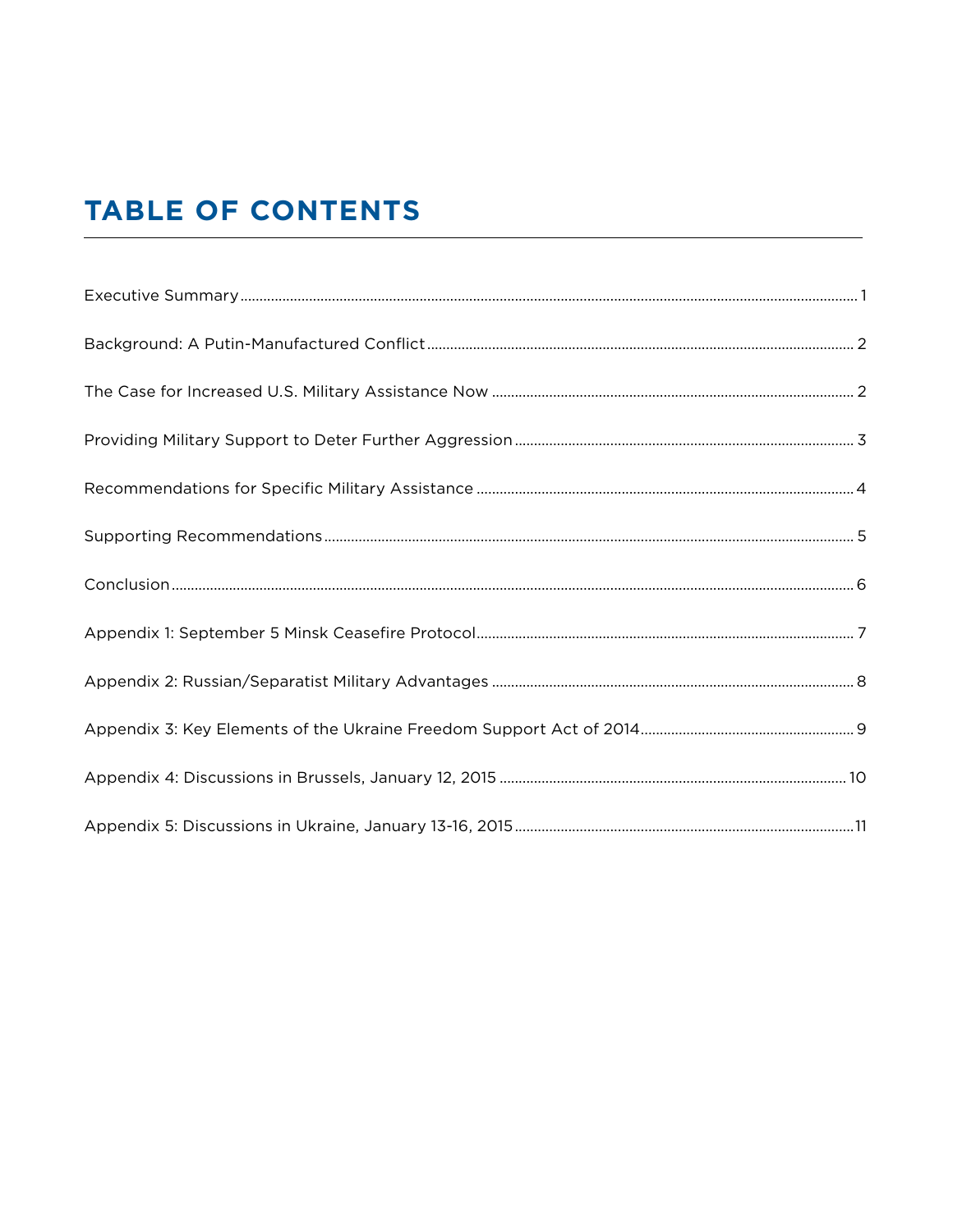# TABLE OF CONTENTS

Executive Summary ..................................................................................... 1

Background: A Putin-Manufactured Conflict ..................................................... 2

The Case for Increased U.S. Military Assistance Now ....................................... 2

Providing Military Support to Deter Further Aggression ..................................... 3

Recommendations for Specific Military Assistance ............................................ 4

Supporting Recommendations ........................................................................ 5

Conclusion ................................................................................................... 6

Appendix 1: September 5 Minsk Ceasefire Protocol ........................................... 7

Appendix 2: Russian/Separatist Military Advantages ......................................... 8

Appendix 3: Key Elements of the Ukraine Freedom Support Act of 2014 .............. 9

Appendix 4: Discussions in Brussels, January 12, 2015 ..................................... 10

Appendix 5: Discussions in Ukraine, January 13-16, 2015 .................................. 11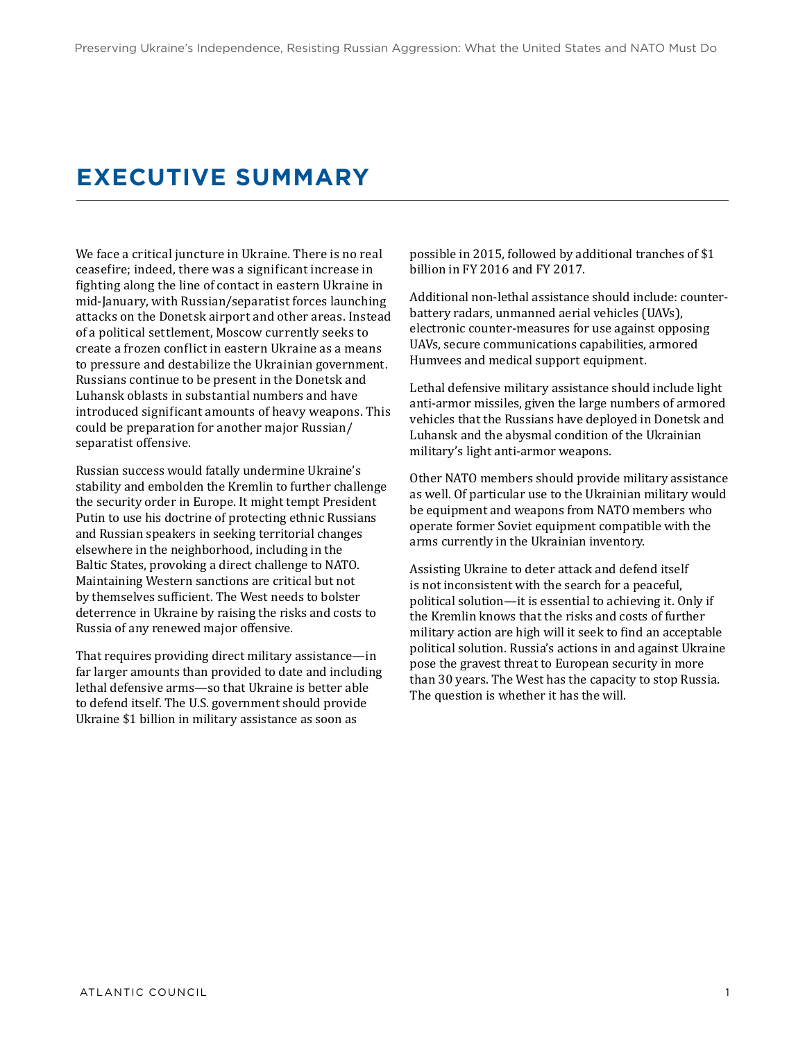# EXECUTIVE SUMMARY

We face a critical juncture in Ukraine. There is no real ceasefire; indeed, there was a significant increase in fighting along the line of contact in eastern Ukraine in mid-January, with Russian/separatist forces launching attacks on the Donetsk airport and other areas. Instead of a political settlement, Moscow currently seeks to create a frozen conflict in eastern Ukraine as a means to pressure and destabilize the Ukrainian government. Russians continue to be present in the Donetsk and Luhansk oblasts in substantial numbers and have introduced significant amounts of heavy weapons. This could be preparation for another major Russian/separatist offensive.

Russian success would fatally undermine Ukraine's stability and embolden the Kremlin to further challenge the security order in Europe. It might tempt President Putin to use his doctrine of protecting ethnic Russians and Russian speakers in seeking territorial changes elsewhere in the neighborhood, including in the Baltic States, provoking a direct challenge to NATO. Maintaining Western sanctions are critical but not by themselves sufficient. The West needs to bolster deterrence in Ukraine by raising the risks and costs to Russia of any renewed major offensive.

That requires providing direct military assistance—in far larger amounts than provided to date and including lethal defensive arms—so that Ukraine is better able to defend itself. The U.S. government should provide Ukraine $1 billion in military assistance as soon as possible in 2015, followed by additional tranches of $1 billion in FY 2016 and FY 2017.

Additional non-lethal assistance should include: counter-battery radars, unmanned aerial vehicles (UAVs), electronic counter-measures for use against opposing UAVs, secure communications capabilities, armored Humvees and medical support equipment.

Lethal defensive military assistance should include light anti-armor missiles, given the large numbers of armored vehicles that the Russians have deployed in Donetsk and Luhansk and the abysmal condition of the Ukrainian military's light anti-armor weapons.

Other NATO members should provide military assistance as well. Of particular use to the Ukrainian military would be equipment and weapons from NATO members who operate former Soviet equipment compatible with the arms currently in the Ukrainian inventory.

Assisting Ukraine to deter attack and defend itself is not inconsistent with the search for a peaceful, political solution—it is essential to achieving it. Only if the Kremlin knows that the risks and costs of further military action are high will it seek to find an acceptable political solution. Russia's actions in and against Ukraine pose the gravest threat to European security in more than 30 years. The West has the capacity to stop Russia. The question is whether it has the will.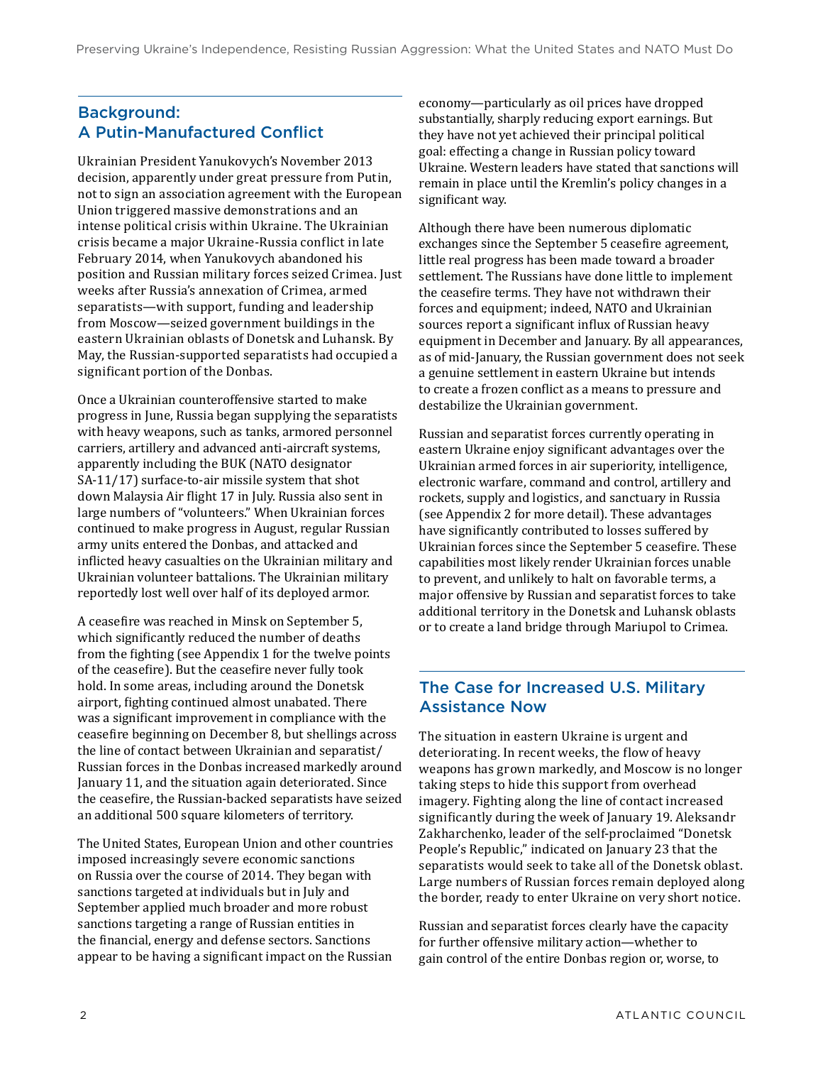## Background: A Putin-Manufactured Conflict

Ukrainian President Yanukovych's November 2013 decision, apparently under great pressure from Putin, not to sign an association agreement with the European Union triggered massive demonstrations and an intense political crisis within Ukraine. The Ukrainian crisis became a major Ukraine-Russia conflict in late February 2014, when Yanukovych abandoned his position and Russian military forces seized Crimea. Just weeks after Russia's annexation of Crimea, armed separatists—with support, funding and leadership from Moscow—seized government buildings in the eastern Ukrainian oblasts of Donetsk and Luhansk. By May, the Russian-supported separatists had occupied a significant portion of the Donbas.

Once a Ukrainian counteroffensive started to make progress in June, Russia began supplying the separatists with heavy weapons, such as tanks, armored personnel carriers, artillery and advanced anti-aircraft systems, apparently including the BUK (NATO designator SA-11/17) surface-to-air missile system that shot down Malaysia Air flight 17 in July. Russia also sent in large numbers of "volunteers." When Ukrainian forces continued to make progress in August, regular Russian army units entered the Donbas, and attacked and inflicted heavy casualties on the Ukrainian military and Ukrainian volunteer battalions. The Ukrainian military reportedly lost well over half of its deployed armor.

A ceasefire was reached in Minsk on September 5, which significantly reduced the number of deaths from the fighting (see Appendix 1 for the twelve points of the ceasefire). But the ceasefire never fully took hold. In some areas, including around the Donetsk airport, fighting continued almost unabated. There was a significant improvement in compliance with the ceasefire beginning on December 8, but shellings across the line of contact between Ukrainian and separatist/Russian forces in the Donbas increased markedly around January 11, and the situation again deteriorated. Since the ceasefire, the Russian-backed separatists have seized an additional 500 square kilometers of territory.

The United States, European Union and other countries imposed increasingly severe economic sanctions on Russia over the course of 2014. They began with sanctions targeted at individuals but in July and September applied much broader and more robust sanctions targeting a range of Russian entities in the financial, energy and defense sectors. Sanctions appear to be having a significant impact on the Russian economy—particularly as oil prices have dropped substantially, sharply reducing export earnings. But they have not yet achieved their principal political goal: effecting a change in Russian policy toward Ukraine. Western leaders have stated that sanctions will remain in place until the Kremlin's policy changes in a significant way.

Although there have been numerous diplomatic exchanges since the September 5 ceasefire agreement, little real progress has been made toward a broader settlement. The Russians have done little to implement the ceasefire terms. They have not withdrawn their forces and equipment; indeed, NATO and Ukrainian sources report a significant influx of Russian heavy equipment in December and January. By all appearances, as of mid-January, the Russian government does not seek a genuine settlement in eastern Ukraine but intends to create a frozen conflict as a means to pressure and destabilize the Ukrainian government.

Russian and separatist forces currently operating in eastern Ukraine enjoy significant advantages over the Ukrainian armed forces in air superiority, intelligence, electronic warfare, command and control, artillery and rockets, supply and logistics, and sanctuary in Russia (see Appendix 2 for more detail). These advantages have significantly contributed to losses suffered by Ukrainian forces since the September 5 ceasefire. These capabilities most likely render Ukrainian forces unable to prevent, and unlikely to halt on favorable terms, a major offensive by Russian and separatist forces to take additional territory in the Donetsk and Luhansk oblasts or to create a land bridge through Mariupol to Crimea.

## The Case for Increased U.S. Military Assistance Now

The situation in eastern Ukraine is urgent and deteriorating. In recent weeks, the flow of heavy weapons has grown markedly, and Moscow is no longer taking steps to hide this support from overhead imagery. Fighting along the line of contact increased significantly during the week of January 19. Aleksandr Zakharchenko, leader of the self-proclaimed "Donetsk People's Republic," indicated on January 23 that the separatists would seek to take all of the Donetsk oblast. Large numbers of Russian forces remain deployed along the border, ready to enter Ukraine on very short notice.

Russian and separatist forces clearly have the capacity for further offensive military action—whether to gain control of the entire Donbas region or, worse, to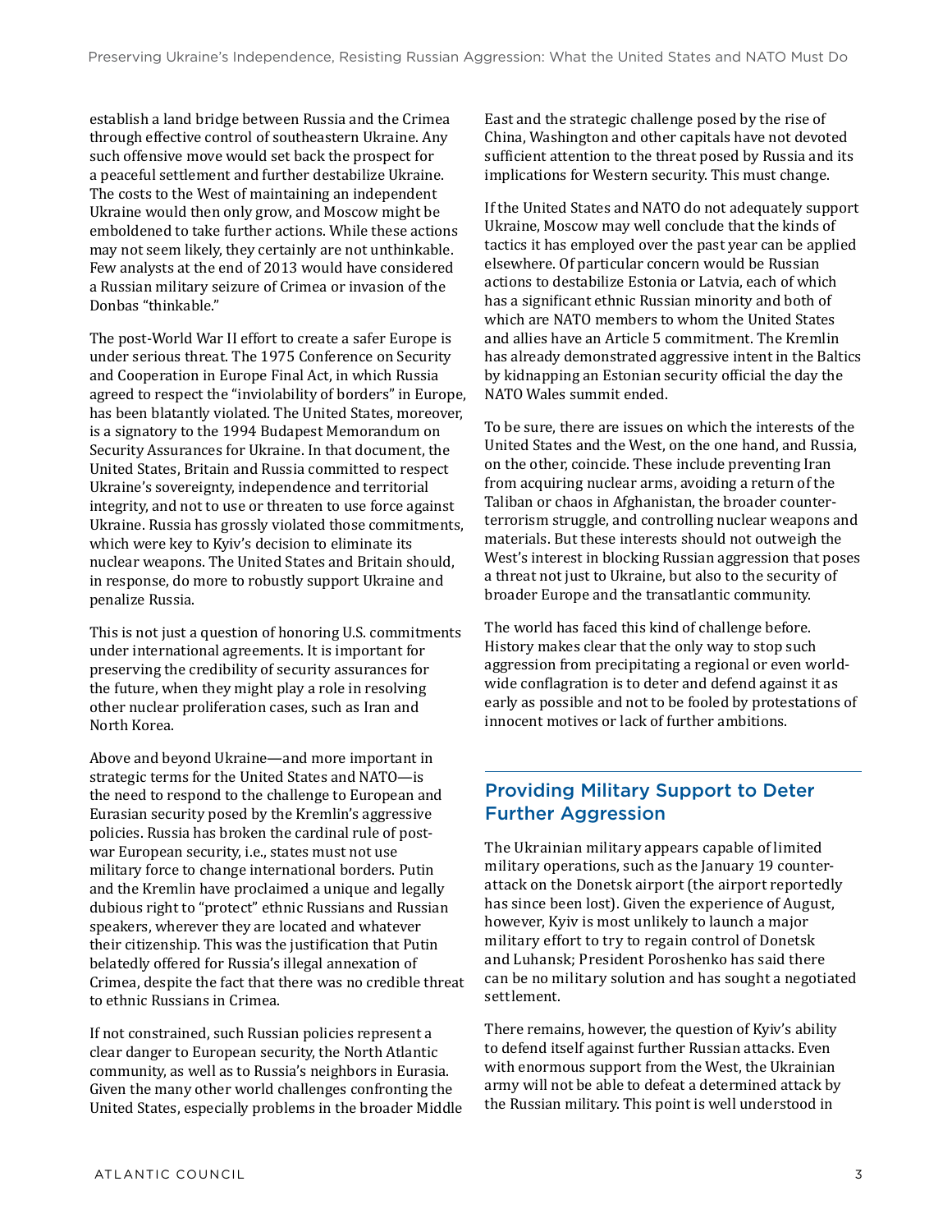establish a land bridge between Russia and the Crimea through effective control of southeastern Ukraine. Any such offensive move would set back the prospect for a peaceful settlement and further destabilize Ukraine. The costs to the West of maintaining an independent Ukraine would then only grow, and Moscow might be emboldened to take further actions. While these actions may not seem likely, they certainly are not unthinkable. Few analysts at the end of 2013 would have considered a Russian military seizure of Crimea or invasion of the Donbas "thinkable."

The post-World War II effort to create a safer Europe is under serious threat. The 1975 Conference on Security and Cooperation in Europe Final Act, in which Russia agreed to respect the "inviolability of borders" in Europe, has been blatantly violated. The United States, moreover, is a signatory to the 1994 Budapest Memorandum on Security Assurances for Ukraine. In that document, the United States, Britain and Russia committed to respect Ukraine's sovereignty, independence and territorial integrity, and not to use or threaten to use force against Ukraine. Russia has grossly violated those commitments, which were key to Kyiv's decision to eliminate its nuclear weapons. The United States and Britain should, in response, do more to robustly support Ukraine and penalize Russia.

This is not just a question of honoring U.S. commitments under international agreements. It is important for preserving the credibility of security assurances for the future, when they might play a role in resolving other nuclear proliferation cases, such as Iran and North Korea.

Above and beyond Ukraine—and more important in strategic terms for the United States and NATO—is the need to respond to the challenge to European and Eurasian security posed by the Kremlin's aggressive policies. Russia has broken the cardinal rule of post-war European security, i.e., states must not use military force to change international borders. Putin and the Kremlin have proclaimed a unique and legally dubious right to "protect" ethnic Russians and Russian speakers, wherever they are located and whatever their citizenship. This was the justification that Putin belatedly offered for Russia's illegal annexation of Crimea, despite the fact that there was no credible threat to ethnic Russians in Crimea.

If not constrained, such Russian policies represent a clear danger to European security, the North Atlantic community, as well as to Russia's neighbors in Eurasia. Given the many other world challenges confronting the United States, especially problems in the broader Middle East and the strategic challenge posed by the rise of China, Washington and other capitals have not devoted sufficient attention to the threat posed by Russia and its implications for Western security. This must change.

If the United States and NATO do not adequately support Ukraine, Moscow may well conclude that the kinds of tactics it has employed over the past year can be applied elsewhere. Of particular concern would be Russian actions to destabilize Estonia or Latvia, each of which has a significant ethnic Russian minority and both of which are NATO members to whom the United States and allies have an Article 5 commitment. The Kremlin has already demonstrated aggressive intent in the Baltics by kidnapping an Estonian security official the day the NATO Wales summit ended.

To be sure, there are issues on which the interests of the United States and the West, on the one hand, and Russia, on the other, coincide. These include preventing Iran from acquiring nuclear arms, avoiding a return of the Taliban or chaos in Afghanistan, the broader counter-terrorism struggle, and controlling nuclear weapons and materials. But these interests should not outweigh the West's interest in blocking Russian aggression that poses a threat not just to Ukraine, but also to the security of broader Europe and the transatlantic community.

The world has faced this kind of challenge before. History makes clear that the only way to stop such aggression from precipitating a regional or even world-wide conflagration is to deter and defend against it as early as possible and not to be fooled by protestations of innocent motives or lack of further ambitions.

## Providing Military Support to Deter Further Aggression

The Ukrainian military appears capable of limited military operations, such as the January 19 counter-attack on the Donetsk airport (the airport reportedly has since been lost). Given the experience of August, however, Kyiv is most unlikely to launch a major military effort to try to regain control of Donetsk and Luhansk; President Poroshenko has said there can be no military solution and has sought a negotiated settlement.

There remains, however, the question of Kyiv's ability to defend itself against further Russian attacks. Even with enormous support from the West, the Ukrainian army will not be able to defeat a determined attack by the Russian military. This point is well understood in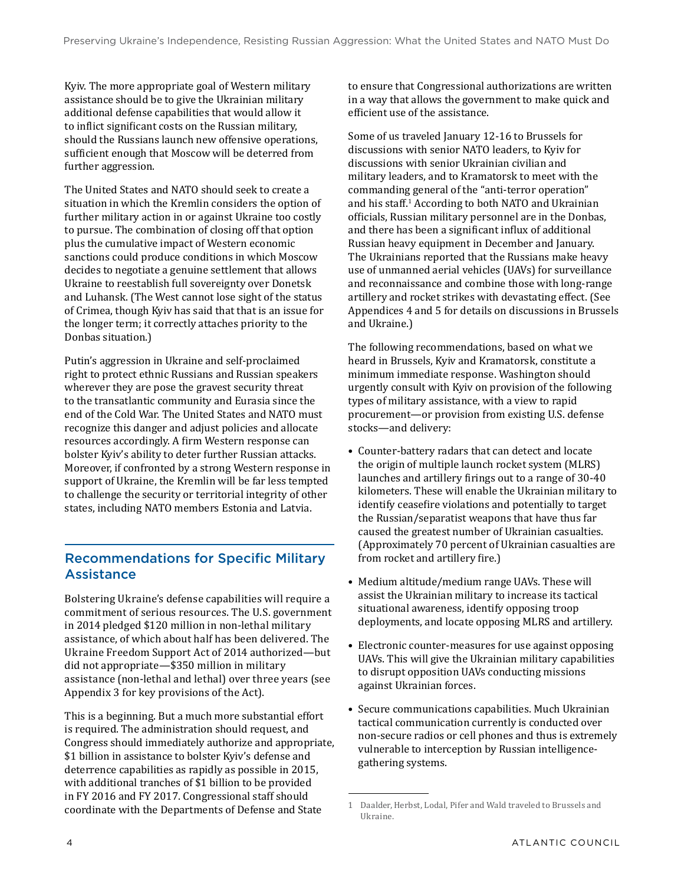Kyiv. The more appropriate goal of Western military assistance should be to give the Ukrainian military additional defense capabilities that would allow it to inflict significant costs on the Russian military, should the Russians launch new offensive operations, sufficient enough that Moscow will be deterred from further aggression.

The United States and NATO should seek to create a situation in which the Kremlin considers the option of further military action in or against Ukraine too costly to pursue. The combination of closing off that option plus the cumulative impact of Western economic sanctions could produce conditions in which Moscow decides to negotiate a genuine settlement that allows Ukraine to reestablish full sovereignty over Donetsk and Luhansk. (The West cannot lose sight of the status of Crimea, though Kyiv has said that that is an issue for the longer term; it correctly attaches priority to the Donbas situation.)

Putin's aggression in Ukraine and self-proclaimed right to protect ethnic Russians and Russian speakers wherever they are pose the gravest security threat to the transatlantic community and Eurasia since the end of the Cold War. The United States and NATO must recognize this danger and adjust policies and allocate resources accordingly. A firm Western response can bolster Kyiv's ability to deter further Russian attacks. Moreover, if confronted by a strong Western response in support of Ukraine, the Kremlin will be far less tempted to challenge the security or territorial integrity of other states, including NATO members Estonia and Latvia.

## Recommendations for Specific Military Assistance

Bolstering Ukraine's defense capabilities will require a commitment of serious resources. The U.S. government in 2014 pledged $120 million in non-lethal military assistance, of which about half has been delivered. The Ukraine Freedom Support Act of 2014 authorized—but did not appropriate—$350 million in military assistance (non-lethal and lethal) over three years (see Appendix 3 for key provisions of the Act).

This is a beginning. But a much more substantial effort is required. The administration should request, and Congress should immediately authorize and appropriate, $1 billion in assistance to bolster Kyiv's defense and deterrence capabilities as rapidly as possible in 2015, with additional tranches of $1 billion to be provided in FY 2016 and FY 2017. Congressional staff should coordinate with the Departments of Defense and State to ensure that Congressional authorizations are written in a way that allows the government to make quick and efficient use of the assistance.

Some of us traveled January 12-16 to Brussels for discussions with senior NATO leaders, to Kyiv for discussions with senior Ukrainian civilian and military leaders, and to Kramatorsk to meet with the commanding general of the "anti-terror operation" and his staff.[1] According to both NATO and Ukrainian officials, Russian military personnel are in the Donbas, and there has been a significant influx of additional Russian heavy equipment in December and January. The Ukrainians reported that the Russians make heavy use of unmanned aerial vehicles (UAVs) for surveillance and reconnaissance and combine those with long-range artillery and rocket strikes with devastating effect. (See Appendices 4 and 5 for details on discussions in Brussels and Ukraine.)

The following recommendations, based on what we heard in Brussels, Kyiv and Kramatorsk, constitute a minimum immediate response. Washington should urgently consult with Kyiv on provision of the following types of military assistance, with a view to rapid procurement—or provision from existing U.S. defense stocks—and delivery:

- Counter-battery radars that can detect and locate the origin of multiple launch rocket system (MLRS) launches and artillery firings out to a range of 30-40 kilometers. These will enable the Ukrainian military to identify ceasefire violations and potentially to target the Russian/separatist weapons that have thus far caused the greatest number of Ukrainian casualties. (Approximately 70 percent of Ukrainian casualties are from rocket and artillery fire.)
- Medium altitude/medium range UAVs. These will assist the Ukrainian military to increase its tactical situational awareness, identify opposing troop deployments, and locate opposing MLRS and artillery.
- Electronic counter-measures for use against opposing UAVs. This will give the Ukrainian military capabilities to disrupt opposition UAVs conducting missions against Ukrainian forces.
- Secure communications capabilities. Much Ukrainian tactical communication currently is conducted over non-secure radios or cell phones and thus is extremely vulnerable to interception by Russian intelligence-gathering systems.

[1] Daalder, Herbst, Lodal, Pifer and Wald traveled to Brussels and Ukraine.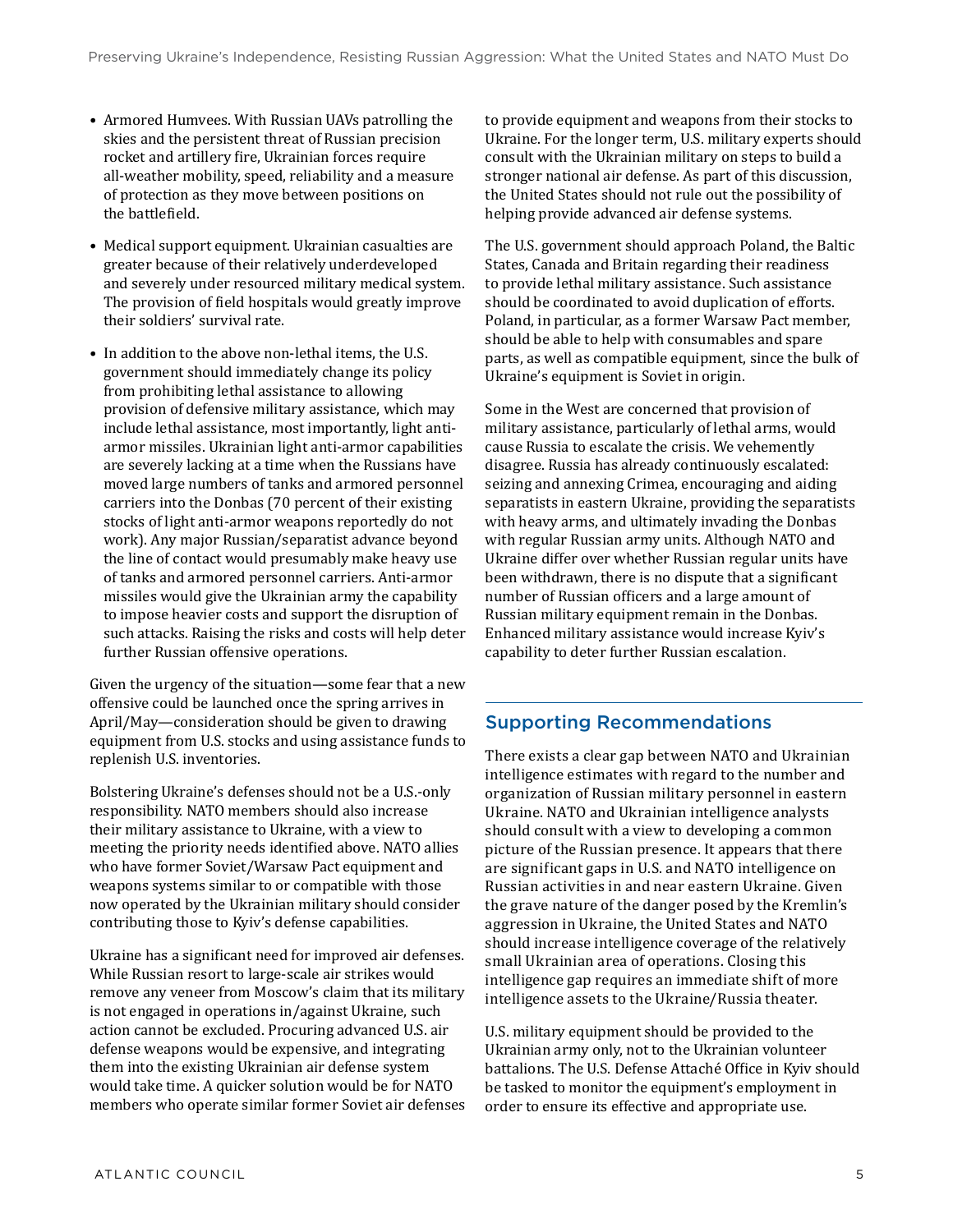- Armored Humvees. With Russian UAVs patrolling the skies and the persistent threat of Russian precision rocket and artillery fire, Ukrainian forces require all-weather mobility, speed, reliability and a measure of protection as they move between positions on the battlefield.
- Medical support equipment. Ukrainian casualties are greater because of their relatively underdeveloped and severely under resourced military medical system. The provision of field hospitals would greatly improve their soldiers' survival rate.
- In addition to the above non-lethal items, the U.S. government should immediately change its policy from prohibiting lethal assistance to allowing provision of defensive military assistance, which may include lethal assistance, most importantly, light anti-armor missiles. Ukrainian light anti-armor capabilities are severely lacking at a time when the Russians have moved large numbers of tanks and armored personnel carriers into the Donbas (70 percent of their existing stocks of light anti-armor weapons reportedly do not work). Any major Russian/separatist advance beyond the line of contact would presumably make heavy use of tanks and armored personnel carriers. Anti-armor missiles would give the Ukrainian army the capability to impose heavier costs and support the disruption of such attacks. Raising the risks and costs will help deter further Russian offensive operations.

Given the urgency of the situation—some fear that a new offensive could be launched once the spring arrives in April/May—consideration should be given to drawing equipment from U.S. stocks and using assistance funds to replenish U.S. inventories.

Bolstering Ukraine's defenses should not be a U.S.-only responsibility. NATO members should also increase their military assistance to Ukraine, with a view to meeting the priority needs identified above. NATO allies who have former Soviet/Warsaw Pact equipment and weapons systems similar to or compatible with those now operated by the Ukrainian military should consider contributing those to Kyiv's defense capabilities.

Ukraine has a significant need for improved air defenses. While Russian resort to large-scale air strikes would remove any veneer from Moscow's claim that its military is not engaged in operations in/against Ukraine, such action cannot be excluded. Procuring advanced U.S. air defense weapons would be expensive, and integrating them into the existing Ukrainian air defense system would take time. A quicker solution would be for NATO members who operate similar former Soviet air defenses to provide equipment and weapons from their stocks to Ukraine. For the longer term, U.S. military experts should consult with the Ukrainian military on steps to build a stronger national air defense. As part of this discussion, the United States should not rule out the possibility of helping provide advanced air defense systems.

The U.S. government should approach Poland, the Baltic States, Canada and Britain regarding their readiness to provide lethal military assistance. Such assistance should be coordinated to avoid duplication of efforts. Poland, in particular, as a former Warsaw Pact member, should be able to help with consumables and spare parts, as well as compatible equipment, since the bulk of Ukraine's equipment is Soviet in origin.

Some in the West are concerned that provision of military assistance, particularly of lethal arms, would cause Russia to escalate the crisis. We vehemently disagree. Russia has already continuously escalated: seizing and annexing Crimea, encouraging and aiding separatists in eastern Ukraine, providing the separatists with heavy arms, and ultimately invading the Donbas with regular Russian army units. Although NATO and Ukraine differ over whether Russian regular units have been withdrawn, there is no dispute that a significant number of Russian officers and a large amount of Russian military equipment remain in the Donbas. Enhanced military assistance would increase Kyiv's capability to deter further Russian escalation.

## Supporting Recommendations

There exists a clear gap between NATO and Ukrainian intelligence estimates with regard to the number and organization of Russian military personnel in eastern Ukraine. NATO and Ukrainian intelligence analysts should consult with a view to developing a common picture of the Russian presence. It appears that there are significant gaps in U.S. and NATO intelligence on Russian activities in and near eastern Ukraine. Given the grave nature of the danger posed by the Kremlin's aggression in Ukraine, the United States and NATO should increase intelligence coverage of the relatively small Ukrainian area of operations. Closing this intelligence gap requires an immediate shift of more intelligence assets to the Ukraine/Russia theater.

U.S. military equipment should be provided to the Ukrainian army only, not to the Ukrainian volunteer battalions. The U.S. Defense Attaché Office in Kyiv should be tasked to monitor the equipment's employment in order to ensure its effective and appropriate use.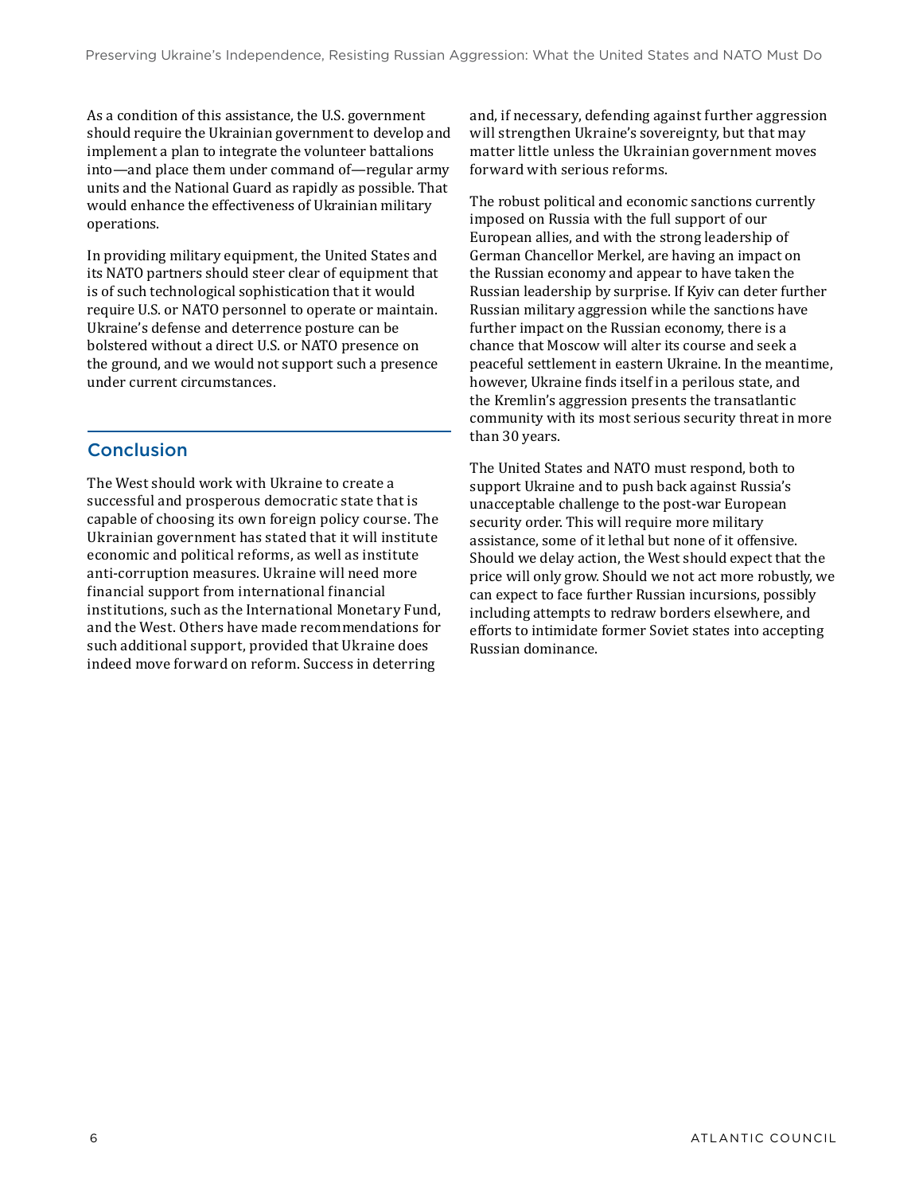As a condition of this assistance, the U.S. government should require the Ukrainian government to develop and implement a plan to integrate the volunteer battalions into—and place them under command of—regular army units and the National Guard as rapidly as possible. That would enhance the effectiveness of Ukrainian military operations.

In providing military equipment, the United States and its NATO partners should steer clear of equipment that is of such technological sophistication that it would require U.S. or NATO personnel to operate or maintain. Ukraine's defense and deterrence posture can be bolstered without a direct U.S. or NATO presence on the ground, and we would not support such a presence under current circumstances.

## Conclusion

The West should work with Ukraine to create a successful and prosperous democratic state that is capable of choosing its own foreign policy course. The Ukrainian government has stated that it will institute economic and political reforms, as well as institute anti-corruption measures. Ukraine will need more financial support from international financial institutions, such as the International Monetary Fund, and the West. Others have made recommendations for such additional support, provided that Ukraine does indeed move forward on reform. Success in deterring and, if necessary, defending against further aggression will strengthen Ukraine's sovereignty, but that may matter little unless the Ukrainian government moves forward with serious reforms.

The robust political and economic sanctions currently imposed on Russia with the full support of our European allies, and with the strong leadership of German Chancellor Merkel, are having an impact on the Russian economy and appear to have taken the Russian leadership by surprise. If Kyiv can deter further Russian military aggression while the sanctions have further impact on the Russian economy, there is a chance that Moscow will alter its course and seek a peaceful settlement in eastern Ukraine. In the meantime, however, Ukraine finds itself in a perilous state, and the Kremlin's aggression presents the transatlantic community with its most serious security threat in more than 30 years.

The United States and NATO must respond, both to support Ukraine and to push back against Russia's unacceptable challenge to the post-war European security order. This will require more military assistance, some of it lethal but none of it offensive. Should we delay action, the West should expect that the price will only grow. Should we not act more robustly, we can expect to face further Russian incursions, possibly including attempts to redraw borders elsewhere, and efforts to intimidate former Soviet states into accepting Russian dominance.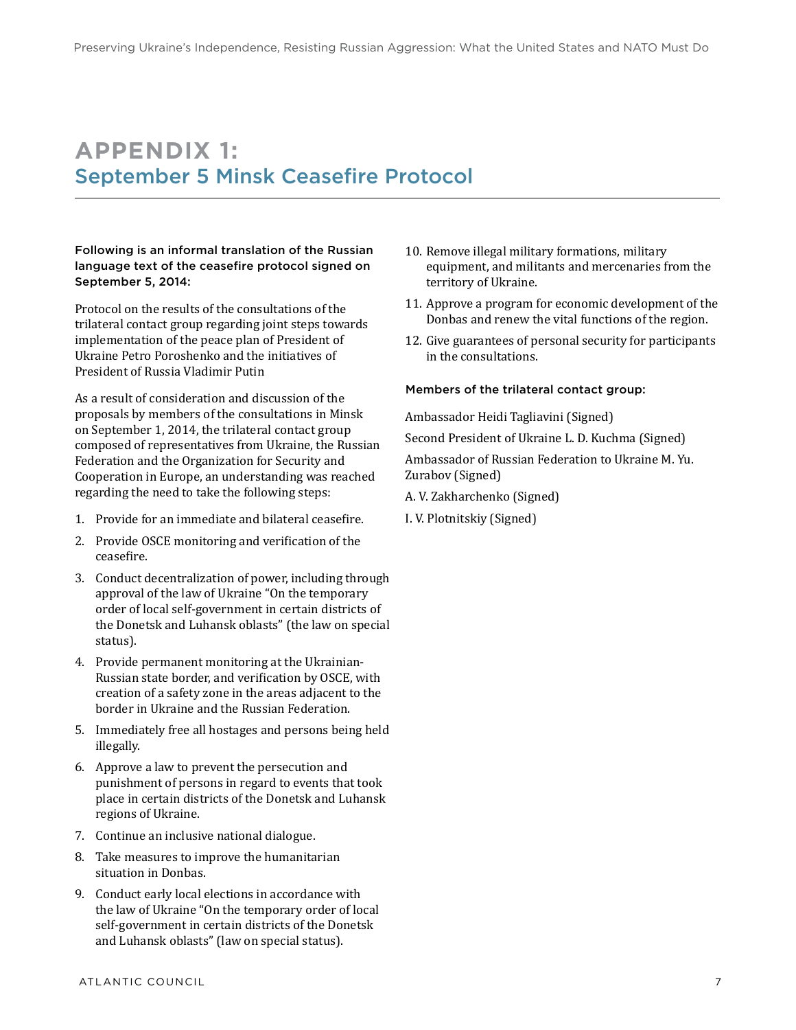# APPENDIX 1: September 5 Minsk Ceasefire Protocol

**Following is an informal translation of the Russian language text of the ceasefire protocol signed on September 5, 2014:**

Protocol on the results of the consultations of the trilateral contact group regarding joint steps towards implementation of the peace plan of President of Ukraine Petro Poroshenko and the initiatives of President of Russia Vladimir Putin

As a result of consideration and discussion of the proposals by members of the consultations in Minsk on September 1, 2014, the trilateral contact group composed of representatives from Ukraine, the Russian Federation and the Organization for Security and Cooperation in Europe, an understanding was reached regarding the need to take the following steps:

1. Provide for an immediate and bilateral ceasefire.
2. Provide OSCE monitoring and verification of the ceasefire.
3. Conduct decentralization of power, including through approval of the law of Ukraine "On the temporary order of local self-government in certain districts of the Donetsk and Luhansk oblasts" (the law on special status).
4. Provide permanent monitoring at the Ukrainian-Russian state border, and verification by OSCE, with creation of a safety zone in the areas adjacent to the border in Ukraine and the Russian Federation.
5. Immediately free all hostages and persons being held illegally.
6. Approve a law to prevent the persecution and punishment of persons in regard to events that took place in certain districts of the Donetsk and Luhansk regions of Ukraine.
7. Continue an inclusive national dialogue.
8. Take measures to improve the humanitarian situation in Donbas.
9. Conduct early local elections in accordance with the law of Ukraine "On the temporary order of local self-government in certain districts of the Donetsk and Luhansk oblasts" (law on special status).
10. Remove illegal military formations, military equipment, and militants and mercenaries from the territory of Ukraine.
11. Approve a program for economic development of the Donbas and renew the vital functions of the region.
12. Give guarantees of personal security for participants in the consultations.

**Members of the trilateral contact group:**

Ambassador Heidi Tagliavini (Signed)

Second President of Ukraine L. D. Kuchma (Signed)

Ambassador of Russian Federation to Ukraine M. Yu. Zurabov (Signed)

A. V. Zakharchenko (Signed)

I. V. Plotnitskiy (Signed)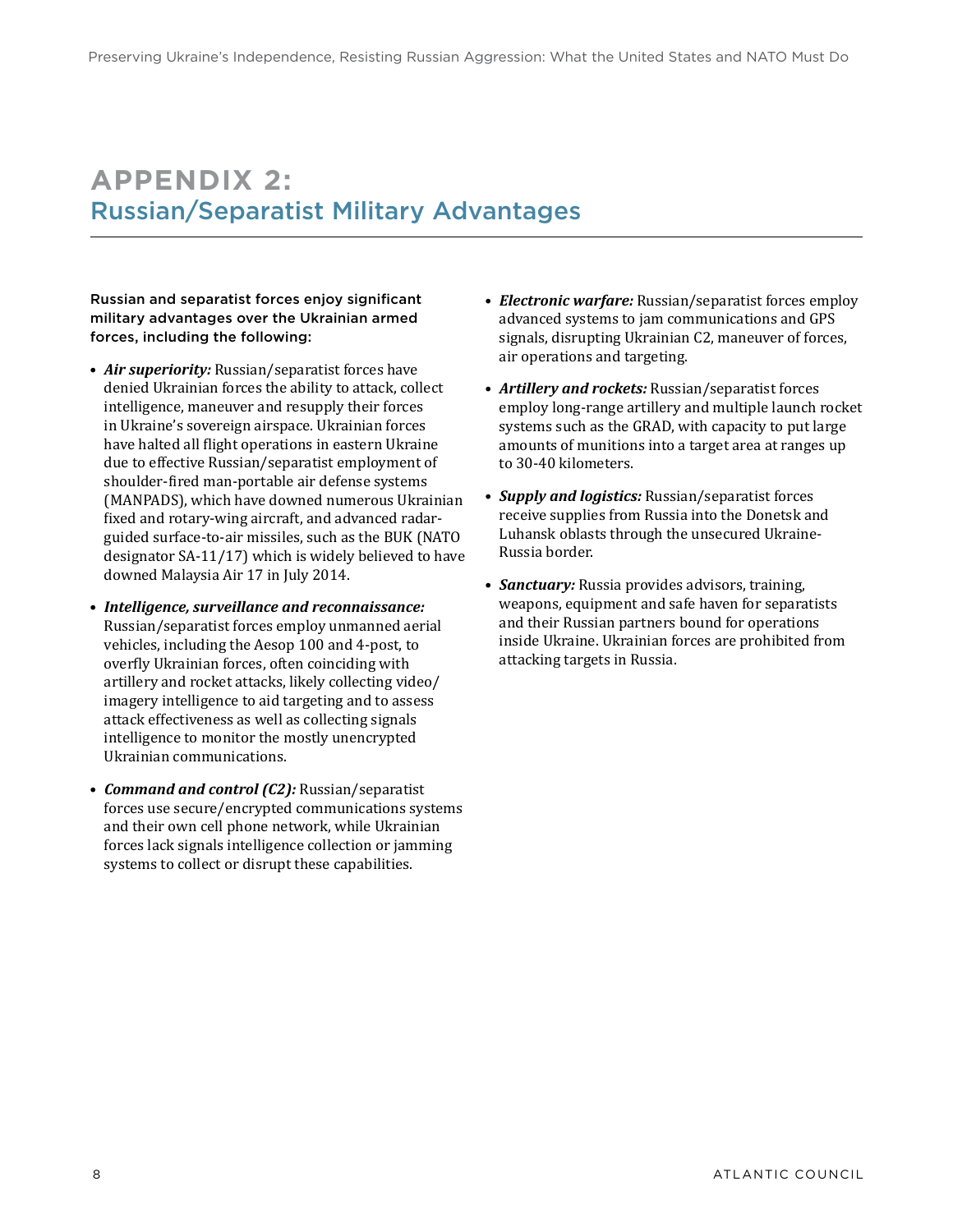# APPENDIX 2: Russian/Separatist Military Advantages

**Russian and separatist forces enjoy significant military advantages over the Ukrainian armed forces, including the following:**

- ***Air superiority:*** Russian/separatist forces have denied Ukrainian forces the ability to attack, collect intelligence, maneuver and resupply their forces in Ukraine's sovereign airspace. Ukrainian forces have halted all flight operations in eastern Ukraine due to effective Russian/separatist employment of shoulder-fired man-portable air defense systems (MANPADS), which have downed numerous Ukrainian fixed and rotary-wing aircraft, and advanced radar-guided surface-to-air missiles, such as the BUK (NATO designator SA-11/17) which is widely believed to have downed Malaysia Air 17 in July 2014.

- ***Intelligence, surveillance and reconnaissance:*** Russian/separatist forces employ unmanned aerial vehicles, including the Aesop 100 and 4-post, to overfly Ukrainian forces, often coinciding with artillery and rocket attacks, likely collecting video/imagery intelligence to aid targeting and to assess attack effectiveness as well as collecting signals intelligence to monitor the mostly unencrypted Ukrainian communications.

- ***Command and control (C2):*** Russian/separatist forces use secure/encrypted communications systems and their own cell phone network, while Ukrainian forces lack signals intelligence collection or jamming systems to collect or disrupt these capabilities.

- ***Electronic warfare:*** Russian/separatist forces employ advanced systems to jam communications and GPS signals, disrupting Ukrainian C2, maneuver of forces, air operations and targeting.

- ***Artillery and rockets:*** Russian/separatist forces employ long-range artillery and multiple launch rocket systems such as the GRAD, with capacity to put large amounts of munitions into a target area at ranges up to 30-40 kilometers.

- ***Supply and logistics:*** Russian/separatist forces receive supplies from Russia into the Donetsk and Luhansk oblasts through the unsecured Ukraine-Russia border.

- ***Sanctuary:*** Russia provides advisors, training, weapons, equipment and safe haven for separatists and their Russian partners bound for operations inside Ukraine. Ukrainian forces are prohibited from attacking targets in Russia.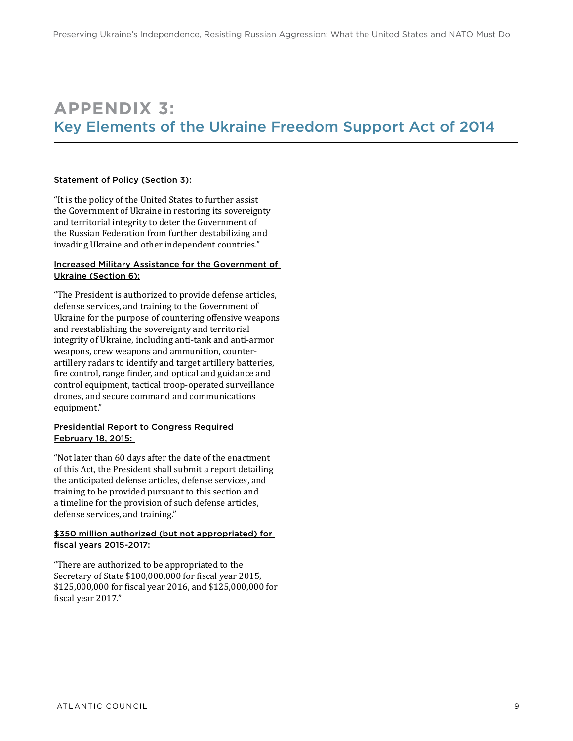# APPENDIX 3:
## Key Elements of the Ukraine Freedom Support Act of 2014

Statement of Policy (Section 3):

"It is the policy of the United States to further assist the Government of Ukraine in restoring its sovereignty and territorial integrity to deter the Government of the Russian Federation from further destabilizing and invading Ukraine and other independent countries."

Increased Military Assistance for the Government of Ukraine (Section 6):

"The President is authorized to provide defense articles, defense services, and training to the Government of Ukraine for the purpose of countering offensive weapons and reestablishing the sovereignty and territorial integrity of Ukraine, including anti-tank and anti-armor weapons, crew weapons and ammunition, counter-artillery radars to identify and target artillery batteries, fire control, range finder, and optical and guidance and control equipment, tactical troop-operated surveillance drones, and secure command and communications equipment."

Presidential Report to Congress Required February 18, 2015:

"Not later than 60 days after the date of the enactment of this Act, the President shall submit a report detailing the anticipated defense articles, defense services, and training to be provided pursuant to this section and a timeline for the provision of such defense articles, defense services, and training."

$350 million authorized (but not appropriated) for fiscal years 2015-2017:

"There are authorized to be appropriated to the Secretary of State $100,000,000 for fiscal year 2015, $125,000,000 for fiscal year 2016, and $125,000,000 for fiscal year 2017."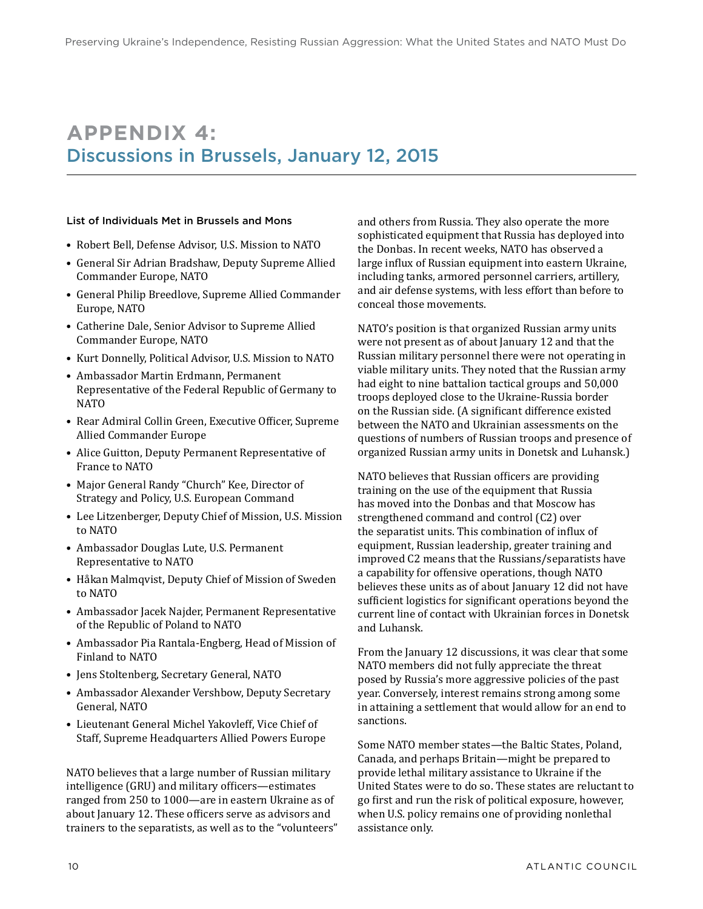# APPENDIX 4:
## Discussions in Brussels, January 12, 2015

#### List of Individuals Met in Brussels and Mons

- Robert Bell, Defense Advisor, U.S. Mission to NATO
- General Sir Adrian Bradshaw, Deputy Supreme Allied Commander Europe, NATO
- General Philip Breedlove, Supreme Allied Commander Europe, NATO
- Catherine Dale, Senior Advisor to Supreme Allied Commander Europe, NATO
- Kurt Donnelly, Political Advisor, U.S. Mission to NATO
- Ambassador Martin Erdmann, Permanent Representative of the Federal Republic of Germany to NATO
- Rear Admiral Collin Green, Executive Officer, Supreme Allied Commander Europe
- Alice Guitton, Deputy Permanent Representative of France to NATO
- Major General Randy "Church" Kee, Director of Strategy and Policy, U.S. European Command
- Lee Litzenberger, Deputy Chief of Mission, U.S. Mission to NATO
- Ambassador Douglas Lute, U.S. Permanent Representative to NATO
- Håkan Malmqvist, Deputy Chief of Mission of Sweden to NATO
- Ambassador Jacek Najder, Permanent Representative of the Republic of Poland to NATO
- Ambassador Pia Rantala-Engberg, Head of Mission of Finland to NATO
- Jens Stoltenberg, Secretary General, NATO
- Ambassador Alexander Vershbow, Deputy Secretary General, NATO
- Lieutenant General Michel Yakovleff, Vice Chief of Staff, Supreme Headquarters Allied Powers Europe

NATO believes that a large number of Russian military intelligence (GRU) and military officers—estimates ranged from 250 to 1000—are in eastern Ukraine as of about January 12. These officers serve as advisors and trainers to the separatists, as well as to the "volunteers" and others from Russia. They also operate the more sophisticated equipment that Russia has deployed into the Donbas. In recent weeks, NATO has observed a large influx of Russian equipment into eastern Ukraine, including tanks, armored personnel carriers, artillery, and air defense systems, with less effort than before to conceal those movements.

NATO's position is that organized Russian army units were not present as of about January 12 and that the Russian military personnel there were not operating in viable military units. They noted that the Russian army had eight to nine battalion tactical groups and 50,000 troops deployed close to the Ukraine-Russia border on the Russian side. (A significant difference existed between the NATO and Ukrainian assessments on the questions of numbers of Russian troops and presence of organized Russian army units in Donetsk and Luhansk.)

NATO believes that Russian officers are providing training on the use of the equipment that Russia has moved into the Donbas and that Moscow has strengthened command and control (C2) over the separatist units. This combination of influx of equipment, Russian leadership, greater training and improved C2 means that the Russians/separatists have a capability for offensive operations, though NATO believes these units as of about January 12 did not have sufficient logistics for significant operations beyond the current line of contact with Ukrainian forces in Donetsk and Luhansk.

From the January 12 discussions, it was clear that some NATO members did not fully appreciate the threat posed by Russia's more aggressive policies of the past year. Conversely, interest remains strong among some in attaining a settlement that would allow for an end to sanctions.

Some NATO member states—the Baltic States, Poland, Canada, and perhaps Britain—might be prepared to provide lethal military assistance to Ukraine if the United States were to do so. These states are reluctant to go first and run the risk of political exposure, however, when U.S. policy remains one of providing nonlethal assistance only.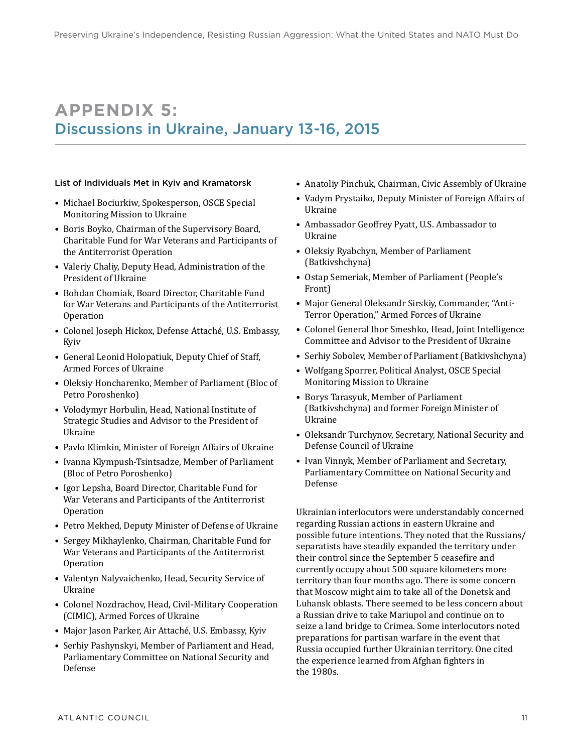# APPENDIX 5:
## Discussions in Ukraine, January 13-16, 2015

List of Individuals Met in Kyiv and Kramatorsk

- Michael Bociurkiw, Spokesperson, OSCE Special Monitoring Mission to Ukraine
- Boris Boyko, Chairman of the Supervisory Board, Charitable Fund for War Veterans and Participants of the Antiterrorist Operation
- Valeriy Chaliy, Deputy Head, Administration of the President of Ukraine
- Bohdan Chomiak, Board Director, Charitable Fund for War Veterans and Participants of the Antiterrorist Operation
- Colonel Joseph Hickox, Defense Attaché, U.S. Embassy, Kyiv
- General Leonid Holopatiuk, Deputy Chief of Staff, Armed Forces of Ukraine
- Oleksiy Honcharenko, Member of Parliament (Bloc of Petro Poroshenko)
- Volodymyr Horbulin, Head, National Institute of Strategic Studies and Advisor to the President of Ukraine
- Pavlo Klimkin, Minister of Foreign Affairs of Ukraine
- Ivanna Klympush-Tsintsadze, Member of Parliament (Bloc of Petro Poroshenko)
- Igor Lepsha, Board Director, Charitable Fund for War Veterans and Participants of the Antiterrorist Operation
- Petro Mekhed, Deputy Minister of Defense of Ukraine
- Sergey Mikhaylenko, Chairman, Charitable Fund for War Veterans and Participants of the Antiterrorist Operation
- Valentyn Nalyvaichenko, Head, Security Service of Ukraine
- Colonel Nozdrachov, Head, Civil-Military Cooperation (CIMIC), Armed Forces of Ukraine
- Major Jason Parker, Air Attaché, U.S. Embassy, Kyiv
- Serhiy Pashynskyi, Member of Parliament and Head, Parliamentary Committee on National Security and Defense
- Anatoliy Pinchuk, Chairman, Civic Assembly of Ukraine
- Vadym Prystaiko, Deputy Minister of Foreign Affairs of Ukraine
- Ambassador Geoffrey Pyatt, U.S. Ambassador to Ukraine
- Oleksiy Ryabchyn, Member of Parliament (Batkivshchyna)
- Ostap Semeriak, Member of Parliament (People's Front)
- Major General Oleksandr Sirskiy, Commander, "Anti-Terror Operation," Armed Forces of Ukraine
- Colonel General Ihor Smeshko, Head, Joint Intelligence Committee and Advisor to the President of Ukraine
- Serhiy Sobolev, Member of Parliament (Batkivshchyna)
- Wolfgang Sporrer, Political Analyst, OSCE Special Monitoring Mission to Ukraine
- Borys Tarasyuk, Member of Parliament (Batkivshchyna) and former Foreign Minister of Ukraine
- Oleksandr Turchynov, Secretary, National Security and Defense Council of Ukraine
- Ivan Vinnyk, Member of Parliament and Secretary, Parliamentary Committee on National Security and Defense

Ukrainian interlocutors were understandably concerned regarding Russian actions in eastern Ukraine and possible future intentions. They noted that the Russians/separatists have steadily expanded the territory under their control since the September 5 ceasefire and currently occupy about 500 square kilometers more territory than four months ago. There is some concern that Moscow might aim to take all of the Donetsk and Luhansk oblasts. There seemed to be less concern about a Russian drive to take Mariupol and continue on to seize a land bridge to Crimea. Some interlocutors noted preparations for partisan warfare in the event that Russia occupied further Ukrainian territory. One cited the experience learned from Afghan fighters in the 1980s.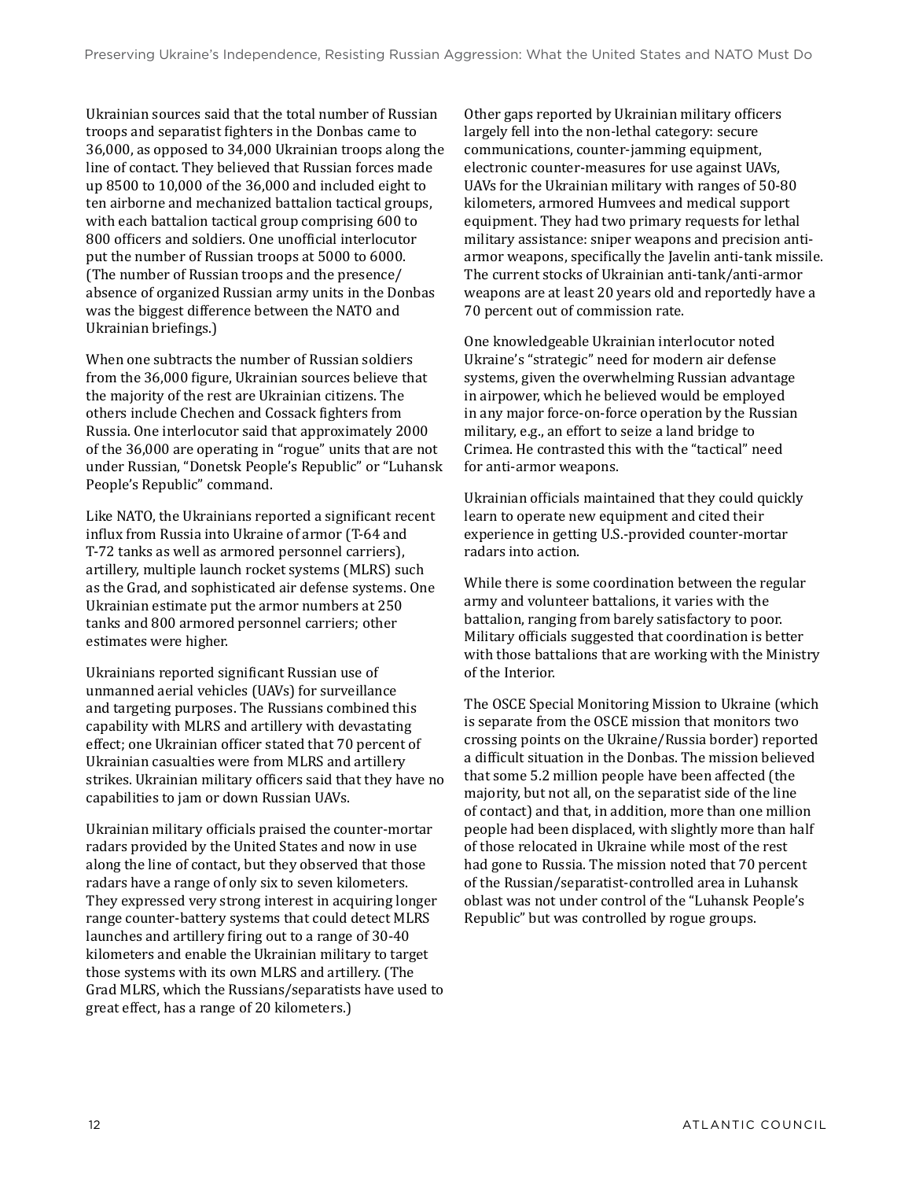Ukrainian sources said that the total number of Russian troops and separatist fighters in the Donbas came to 36,000, as opposed to 34,000 Ukrainian troops along the line of contact. They believed that Russian forces made up 8500 to 10,000 of the 36,000 and included eight to ten airborne and mechanized battalion tactical groups, with each battalion tactical group comprising 600 to 800 officers and soldiers. One unofficial interlocutor put the number of Russian troops at 5000 to 6000. (The number of Russian troops and the presence/absence of organized Russian army units in the Donbas was the biggest difference between the NATO and Ukrainian briefings.)

When one subtracts the number of Russian soldiers from the 36,000 figure, Ukrainian sources believe that the majority of the rest are Ukrainian citizens. The others include Chechen and Cossack fighters from Russia. One interlocutor said that approximately 2000 of the 36,000 are operating in "rogue" units that are not under Russian, "Donetsk People's Republic" or "Luhansk People's Republic" command.

Like NATO, the Ukrainians reported a significant recent influx from Russia into Ukraine of armor (T-64 and T-72 tanks as well as armored personnel carriers), artillery, multiple launch rocket systems (MLRS) such as the Grad, and sophisticated air defense systems. One Ukrainian estimate put the armor numbers at 250 tanks and 800 armored personnel carriers; other estimates were higher.

Ukrainians reported significant Russian use of unmanned aerial vehicles (UAVs) for surveillance and targeting purposes. The Russians combined this capability with MLRS and artillery with devastating effect; one Ukrainian officer stated that 70 percent of Ukrainian casualties were from MLRS and artillery strikes. Ukrainian military officers said that they have no capabilities to jam or down Russian UAVs.

Ukrainian military officials praised the counter-mortar radars provided by the United States and now in use along the line of contact, but they observed that those radars have a range of only six to seven kilometers. They expressed very strong interest in acquiring longer range counter-battery systems that could detect MLRS launches and artillery firing out to a range of 30-40 kilometers and enable the Ukrainian military to target those systems with its own MLRS and artillery. (The Grad MLRS, which the Russians/separatists have used to great effect, has a range of 20 kilometers.)

Other gaps reported by Ukrainian military officers largely fell into the non-lethal category: secure communications, counter-jamming equipment, electronic counter-measures for use against UAVs, UAVs for the Ukrainian military with ranges of 50-80 kilometers, armored Humvees and medical support equipment. They had two primary requests for lethal military assistance: sniper weapons and precision anti-armor weapons, specifically the Javelin anti-tank missile. The current stocks of Ukrainian anti-tank/anti-armor weapons are at least 20 years old and reportedly have a 70 percent out of commission rate.

One knowledgeable Ukrainian interlocutor noted Ukraine's "strategic" need for modern air defense systems, given the overwhelming Russian advantage in airpower, which he believed would be employed in any major force-on-force operation by the Russian military, e.g., an effort to seize a land bridge to Crimea. He contrasted this with the "tactical" need for anti-armor weapons.

Ukrainian officials maintained that they could quickly learn to operate new equipment and cited their experience in getting U.S.-provided counter-mortar radars into action.

While there is some coordination between the regular army and volunteer battalions, it varies with the battalion, ranging from barely satisfactory to poor. Military officials suggested that coordination is better with those battalions that are working with the Ministry of the Interior.

The OSCE Special Monitoring Mission to Ukraine (which is separate from the OSCE mission that monitors two crossing points on the Ukraine/Russia border) reported a difficult situation in the Donbas. The mission believed that some 5.2 million people have been affected (the majority, but not all, on the separatist side of the line of contact) and that, in addition, more than one million people had been displaced, with slightly more than half of those relocated in Ukraine while most of the rest had gone to Russia. The mission noted that 70 percent of the Russian/separatist-controlled area in Luhansk oblast was not under control of the "Luhansk People's Republic" but was controlled by rogue groups.